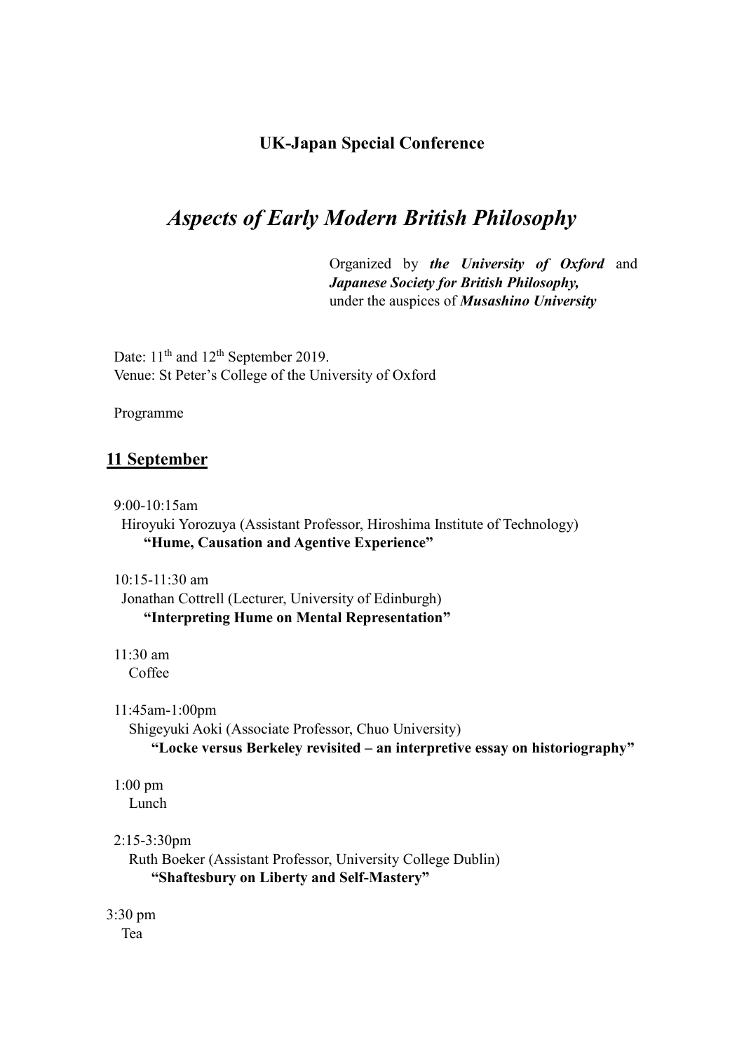**UK-Japan Special Conference**

# *Aspects of Early Modern British Philosophy*

Organized by ***the University of Oxford*** and ***Japanese Society for British Philosophy,*** under the auspices of ***Musashino University***

Date: 11th and 12th September 2019.
Venue: St Peter's College of the University of Oxford

Programme

## 11 September

9:00-10:15am
Hiroyuki Yorozuya (Assistant Professor, Hiroshima Institute of Technology)
**"Hume, Causation and Agentive Experience"**

10:15-11:30 am
Jonathan Cottrell (Lecturer, University of Edinburgh)
**"Interpreting Hume on Mental Representation"**

11:30 am
Coffee

11:45am-1:00pm
Shigeyuki Aoki (Associate Professor, Chuo University)
**"Locke versus Berkeley revisited – an interpretive essay on historiography"**

1:00 pm
Lunch

2:15-3:30pm
Ruth Boeker (Assistant Professor, University College Dublin)
**"Shaftesbury on Liberty and Self-Mastery"**

3:30 pm
Tea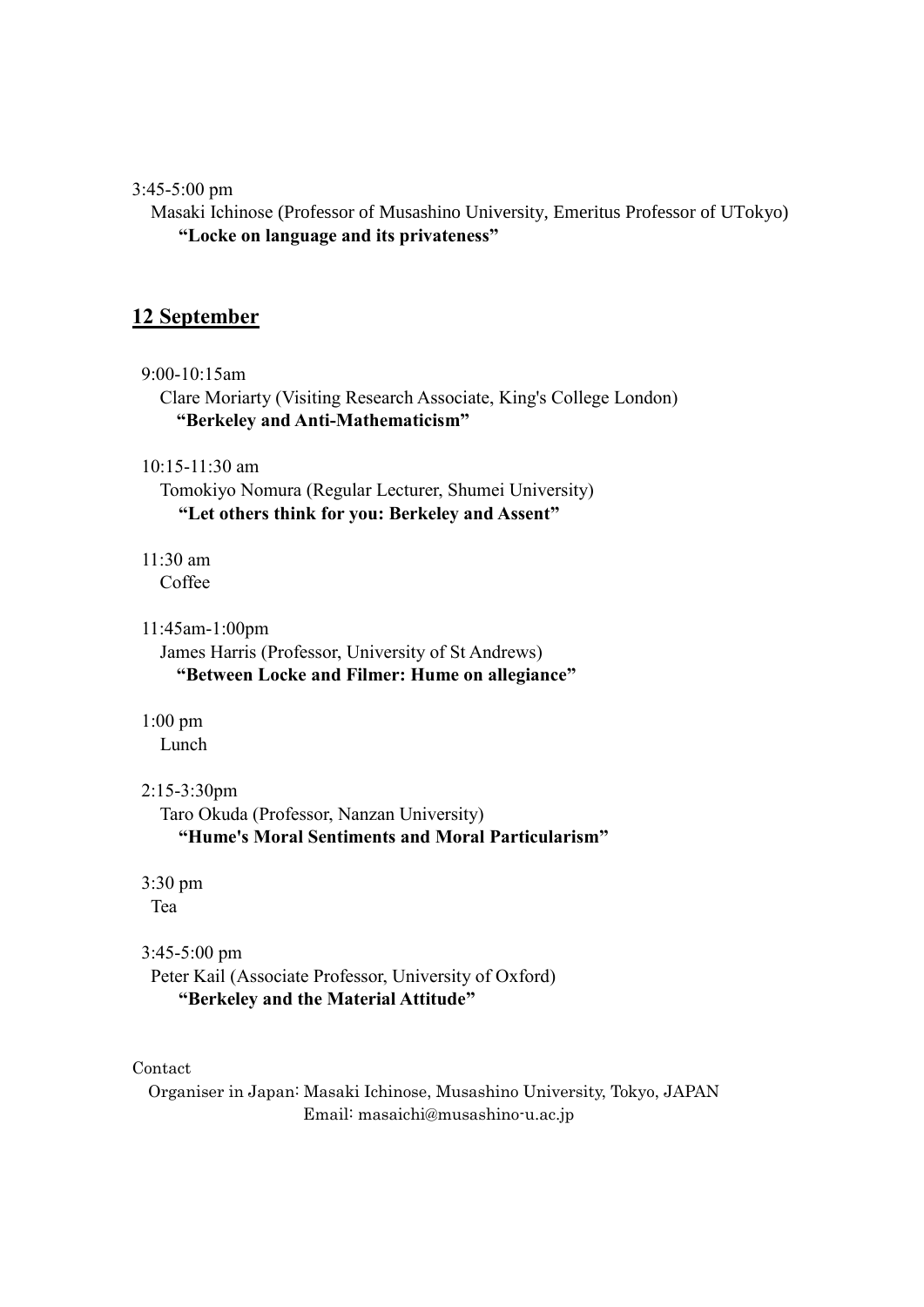3:45-5:00 pm

Masaki Ichinose (Professor of Musashino University, Emeritus Professor of UTokyo)

**"Locke on language and its privateness"**

## 12 September

9:00-10:15am

Clare Moriarty (Visiting Research Associate, King's College London)

**"Berkeley and Anti-Mathematicism"**

10:15-11:30 am

Tomokiyo Nomura (Regular Lecturer, Shumei University)

**"Let others think for you: Berkeley and Assent"**

11:30 am

Coffee

11:45am-1:00pm

James Harris (Professor, University of St Andrews)

**"Between Locke and Filmer: Hume on allegiance"**

1:00 pm

Lunch

2:15-3:30pm

Taro Okuda (Professor, Nanzan University)

**"Hume's Moral Sentiments and Moral Particularism"**

3:30 pm

Tea

3:45-5:00 pm

Peter Kail (Associate Professor, University of Oxford)

**"Berkeley and the Material Attitude"**

Contact

Organiser in Japan: Masaki Ichinose, Musashino University, Tokyo, JAPAN

Email: masaichi@musashino-u.ac.jp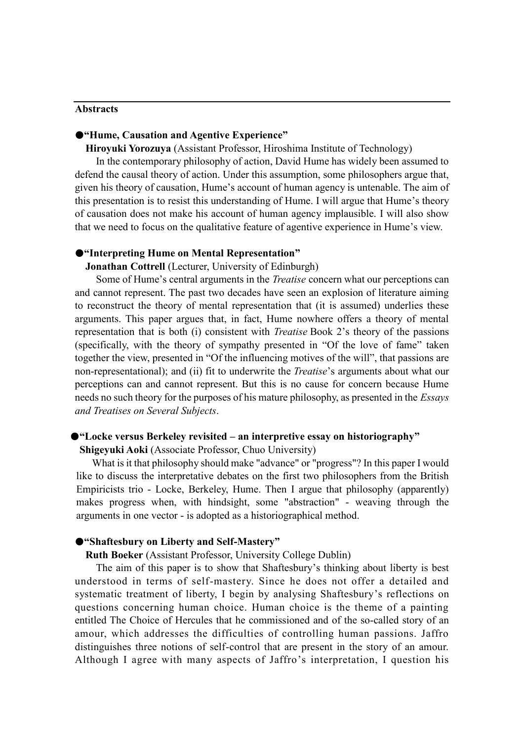## Abstracts

### ●"Hume, Causation and Agentive Experience"

**Hiroyuki Yorozuya** (Assistant Professor, Hiroshima Institute of Technology)

In the contemporary philosophy of action, David Hume has widely been assumed to defend the causal theory of action. Under this assumption, some philosophers argue that, given his theory of causation, Hume's account of human agency is untenable. The aim of this presentation is to resist this understanding of Hume. I will argue that Hume's theory of causation does not make his account of human agency implausible. I will also show that we need to focus on the qualitative feature of agentive experience in Hume's view.

### ●"Interpreting Hume on Mental Representation"

**Jonathan Cottrell** (Lecturer, University of Edinburgh)

Some of Hume's central arguments in the *Treatise* concern what our perceptions can and cannot represent. The past two decades have seen an explosion of literature aiming to reconstruct the theory of mental representation that (it is assumed) underlies these arguments. This paper argues that, in fact, Hume nowhere offers a theory of mental representation that is both (i) consistent with *Treatise* Book 2's theory of the passions (specifically, with the theory of sympathy presented in "Of the love of fame" taken together the view, presented in "Of the influencing motives of the will", that passions are non-representational); and (ii) fit to underwrite the *Treatise*'s arguments about what our perceptions can and cannot represent. But this is no cause for concern because Hume needs no such theory for the purposes of his mature philosophy, as presented in the *Essays and Treatises on Several Subjects*.

### ●"Locke versus Berkeley revisited – an interpretive essay on historiography"

**Shigeyuki Aoki** (Associate Professor, Chuo University)

What is it that philosophy should make "advance" or "progress"? In this paper I would like to discuss the interpretative debates on the first two philosophers from the British Empiricists trio - Locke, Berkeley, Hume. Then I argue that philosophy (apparently) makes progress when, with hindsight, some "abstraction" - weaving through the arguments in one vector - is adopted as a historiographical method.

### ●"Shaftesbury on Liberty and Self-Mastery"

**Ruth Boeker** (Assistant Professor, University College Dublin)

The aim of this paper is to show that Shaftesbury's thinking about liberty is best understood in terms of self-mastery. Since he does not offer a detailed and systematic treatment of liberty, I begin by analysing Shaftesbury's reflections on questions concerning human choice. Human choice is the theme of a painting entitled The Choice of Hercules that he commissioned and of the so-called story of an amour, which addresses the difficulties of controlling human passions. Jaffro distinguishes three notions of self-control that are present in the story of an amour. Although I agree with many aspects of Jaffro's interpretation, I question his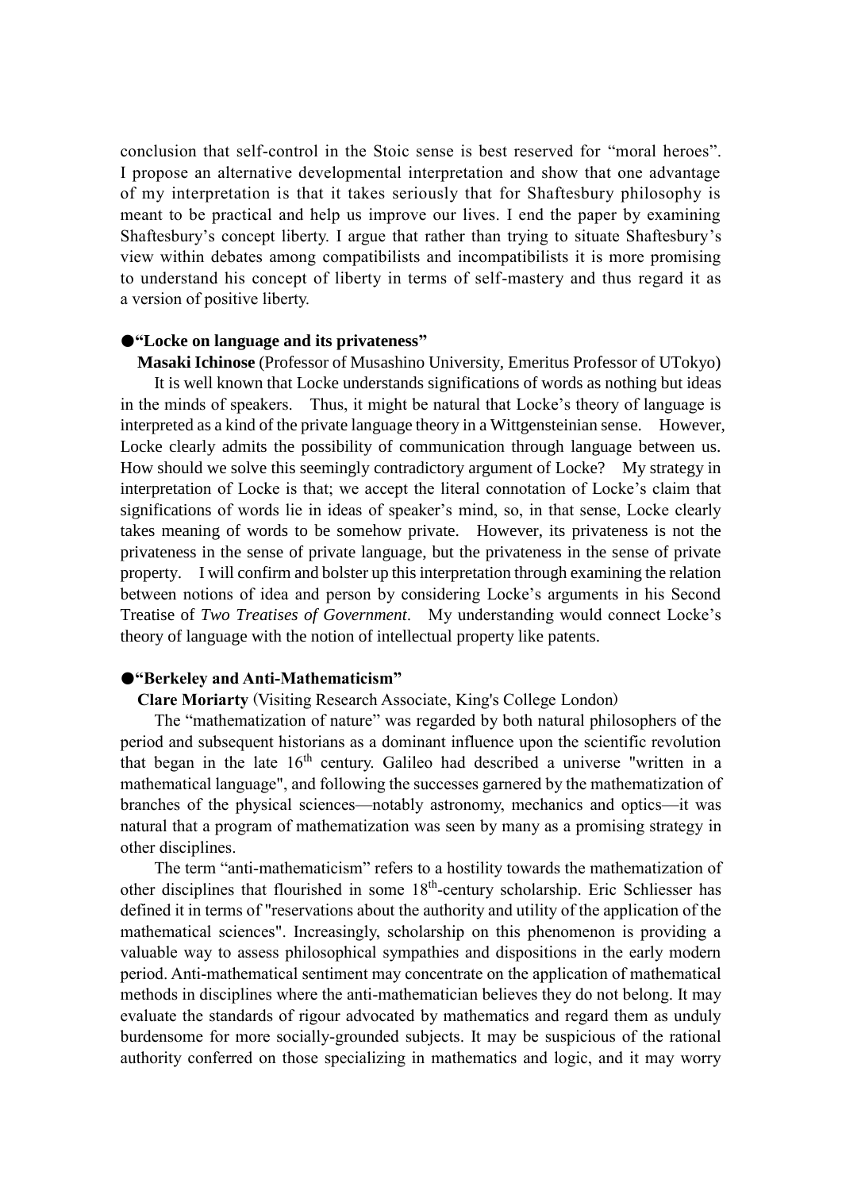conclusion that self-control in the Stoic sense is best reserved for "moral heroes". I propose an alternative developmental interpretation and show that one advantage of my interpretation is that it takes seriously that for Shaftesbury philosophy is meant to be practical and help us improve our lives. I end the paper by examining Shaftesbury's concept liberty. I argue that rather than trying to situate Shaftesbury's view within debates among compatibilists and incompatibilists it is more promising to understand his concept of liberty in terms of self-mastery and thus regard it as a version of positive liberty.

### ●"Locke on language and its privateness"

**Masaki Ichinose** (Professor of Musashino University, Emeritus Professor of UTokyo)

It is well known that Locke understands significations of words as nothing but ideas in the minds of speakers. Thus, it might be natural that Locke's theory of language is interpreted as a kind of the private language theory in a Wittgensteinian sense. However, Locke clearly admits the possibility of communication through language between us. How should we solve this seemingly contradictory argument of Locke? My strategy in interpretation of Locke is that; we accept the literal connotation of Locke's claim that significations of words lie in ideas of speaker's mind, so, in that sense, Locke clearly takes meaning of words to be somehow private. However, its privateness is not the privateness in the sense of private language, but the privateness in the sense of private property. I will confirm and bolster up this interpretation through examining the relation between notions of idea and person by considering Locke's arguments in his Second Treatise of *Two Treatises of Government*. My understanding would connect Locke's theory of language with the notion of intellectual property like patents.

### ●"Berkeley and Anti-Mathematicism"

**Clare Moriarty** (Visiting Research Associate, King's College London)

The "mathematization of nature" was regarded by both natural philosophers of the period and subsequent historians as a dominant influence upon the scientific revolution that began in the late 16th century. Galileo had described a universe "written in a mathematical language", and following the successes garnered by the mathematization of branches of the physical sciences—notably astronomy, mechanics and optics—it was natural that a program of mathematization was seen by many as a promising strategy in other disciplines.

The term "anti-mathematicism" refers to a hostility towards the mathematization of other disciplines that flourished in some 18th-century scholarship. Eric Schliesser has defined it in terms of "reservations about the authority and utility of the application of the mathematical sciences". Increasingly, scholarship on this phenomenon is providing a valuable way to assess philosophical sympathies and dispositions in the early modern period. Anti-mathematical sentiment may concentrate on the application of mathematical methods in disciplines where the anti-mathematician believes they do not belong. It may evaluate the standards of rigour advocated by mathematics and regard them as unduly burdensome for more socially-grounded subjects. It may be suspicious of the rational authority conferred on those specializing in mathematics and logic, and it may worry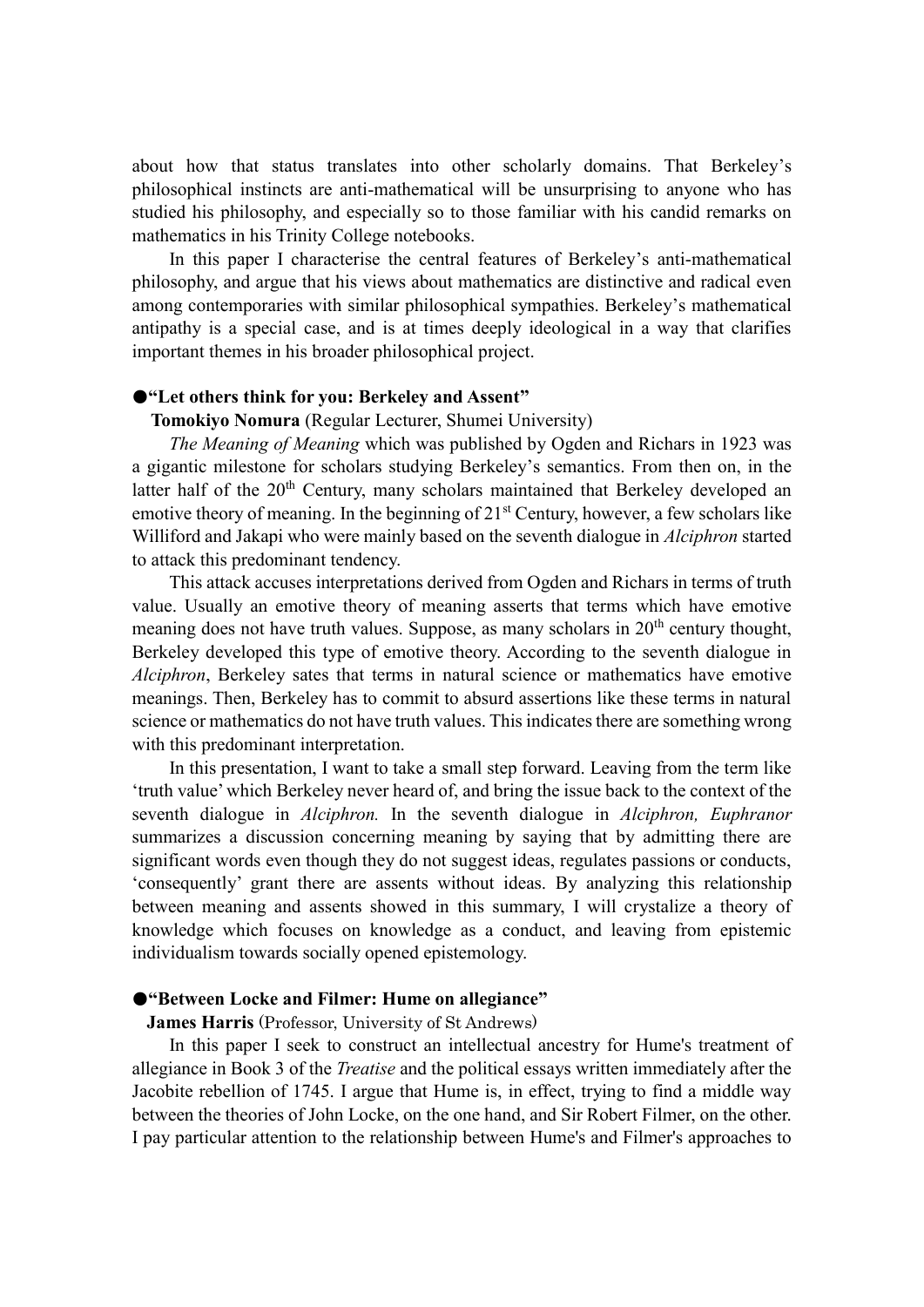about how that status translates into other scholarly domains. That Berkeley's philosophical instincts are anti-mathematical will be unsurprising to anyone who has studied his philosophy, and especially so to those familiar with his candid remarks on mathematics in his Trinity College notebooks.

In this paper I characterise the central features of Berkeley's anti-mathematical philosophy, and argue that his views about mathematics are distinctive and radical even among contemporaries with similar philosophical sympathies. Berkeley's mathematical antipathy is a special case, and is at times deeply ideological in a way that clarifies important themes in his broader philosophical project.

### ●"Let others think for you: Berkeley and Assent"

**Tomokiyo Nomura** (Regular Lecturer, Shumei University)

*The Meaning of Meaning* which was published by Ogden and Richars in 1923 was a gigantic milestone for scholars studying Berkeley's semantics. From then on, in the latter half of the 20th Century, many scholars maintained that Berkeley developed an emotive theory of meaning. In the beginning of 21st Century, however, a few scholars like Williford and Jakapi who were mainly based on the seventh dialogue in *Alciphron* started to attack this predominant tendency.

This attack accuses interpretations derived from Ogden and Richars in terms of truth value. Usually an emotive theory of meaning asserts that terms which have emotive meaning does not have truth values. Suppose, as many scholars in 20th century thought, Berkeley developed this type of emotive theory. According to the seventh dialogue in *Alciphron*, Berkeley sates that terms in natural science or mathematics have emotive meanings. Then, Berkeley has to commit to absurd assertions like these terms in natural science or mathematics do not have truth values. This indicates there are something wrong with this predominant interpretation.

In this presentation, I want to take a small step forward. Leaving from the term like 'truth value' which Berkeley never heard of, and bring the issue back to the context of the seventh dialogue in *Alciphron.* In the seventh dialogue in *Alciphron, Euphranor* summarizes a discussion concerning meaning by saying that by admitting there are significant words even though they do not suggest ideas, regulates passions or conducts, 'consequently' grant there are assents without ideas. By analyzing this relationship between meaning and assents showed in this summary, I will crystalize a theory of knowledge which focuses on knowledge as a conduct, and leaving from epistemic individualism towards socially opened epistemology.

### ●"Between Locke and Filmer: Hume on allegiance"

**James Harris** (Professor, University of St Andrews)

In this paper I seek to construct an intellectual ancestry for Hume's treatment of allegiance in Book 3 of the *Treatise* and the political essays written immediately after the Jacobite rebellion of 1745. I argue that Hume is, in effect, trying to find a middle way between the theories of John Locke, on the one hand, and Sir Robert Filmer, on the other. I pay particular attention to the relationship between Hume's and Filmer's approaches to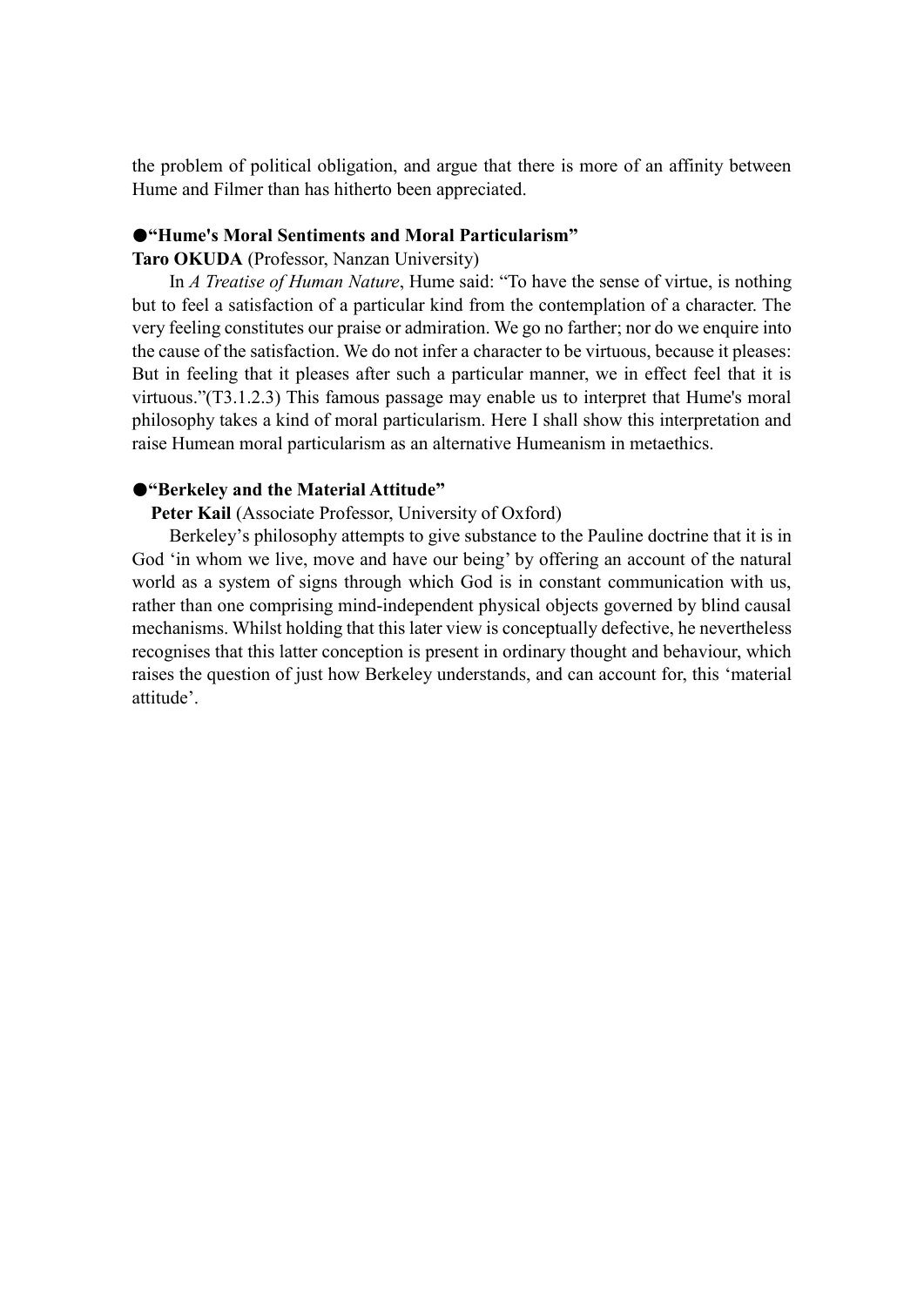the problem of political obligation, and argue that there is more of an affinity between Hume and Filmer than has hitherto been appreciated.

### ●"Hume's Moral Sentiments and Moral Particularism"

**Taro OKUDA** (Professor, Nanzan University)

In *A Treatise of Human Nature*, Hume said: "To have the sense of virtue, is nothing but to feel a satisfaction of a particular kind from the contemplation of a character. The very feeling constitutes our praise or admiration. We go no farther; nor do we enquire into the cause of the satisfaction. We do not infer a character to be virtuous, because it pleases: But in feeling that it pleases after such a particular manner, we in effect feel that it is virtuous."(T3.1.2.3) This famous passage may enable us to interpret that Hume's moral philosophy takes a kind of moral particularism. Here I shall show this interpretation and raise Humean moral particularism as an alternative Humeanism in metaethics.

### ●"Berkeley and the Material Attitude"

**Peter Kail** (Associate Professor, University of Oxford)

Berkeley's philosophy attempts to give substance to the Pauline doctrine that it is in God 'in whom we live, move and have our being' by offering an account of the natural world as a system of signs through which God is in constant communication with us, rather than one comprising mind-independent physical objects governed by blind causal mechanisms. Whilst holding that this later view is conceptually defective, he nevertheless recognises that this latter conception is present in ordinary thought and behaviour, which raises the question of just how Berkeley understands, and can account for, this 'material attitude'.